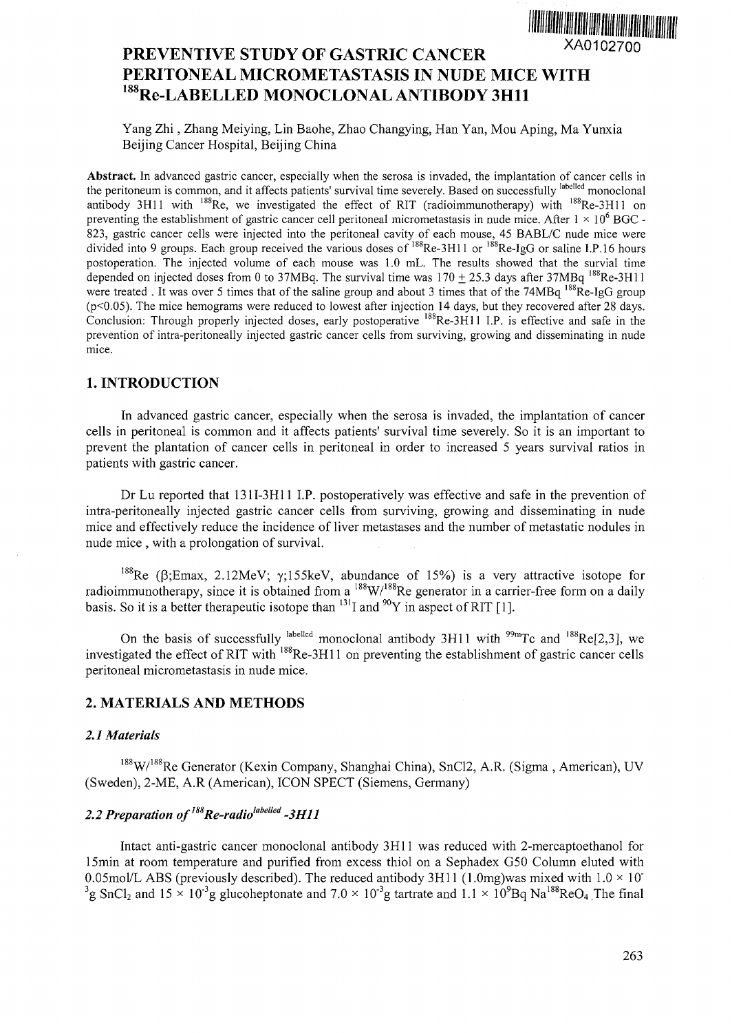XA0102700

# PREVENTIVE STUDY OF GASTRIC CANCER PERITONEAL MICROMETASTASIS IN NUDE MICE WITH $^{188}$Re-LABELLED MONOCLONAL ANTIBODY 3H11

Yang Zhi , Zhang Meiying, Lin Baohe, Zhao Changying, Han Yan, Mou Aping, Ma Yunxia
Beijing Cancer Hospital, Beijing China

**Abstract.** In advanced gastric cancer, especially when the serosa is invaded, the implantation of cancer cells in the peritoneum is common, and it affects patients' survival time severely. Based on successfully $^{labelled}$ monoclonal antibody 3H11 with $^{188}$Re, we investigated the effect of RIT (radioimmunotherapy) with $^{188}$Re-3H11 on preventing the establishment of gastric cancer cell peritoneal micrometastasis in nude mice. After $1 \times 10^6$ BGC - 823, gastric cancer cells were injected into the peritoneal cavity of each mouse, 45 BABL/C nude mice were divided into 9 groups. Each group received the various doses of $^{188}$Re-3H11 or $^{188}$Re-IgG or saline I.P.16 hours postoperation. The injected volume of each mouse was 1.0 mL. The results showed that the survival time depended on injected doses from 0 to 37MBq. The survival time was 170 $\pm$ 25.3 days after 37MBq $^{188}$Re-3H11 were treated . It was over 5 times that of the saline group and about 3 times that of the 74MBq $^{188}$Re-IgG group ($p<0.05$). The mice hemograms were reduced to lowest after injection 14 days, but they recovered after 28 days. Conclusion: Through properly injected doses, early postoperative $^{188}$Re-3H11 I.P. is effective and safe in the prevention of intra-peritoneally injected gastric cancer cells from surviving, growing and disseminating in nude mice.

## 1. INTRODUCTION

In advanced gastric cancer, especially when the serosa is invaded, the implantation of cancer cells in peritoneal is common and it affects patients' survival time severely. So it is an important to prevent the plantation of cancer cells in peritoneal in order to increased 5 years survival ratios in patients with gastric cancer.

Dr Lu reported that 131I-3H11 I.P. postoperatively was effective and safe in the prevention of intra-peritoneally injected gastric cancer cells from surviving, growing and disseminating in nude mice and effectively reduce the incidence of liver metastases and the number of metastatic nodules in nude mice , with a prolongation of survival.

$^{188}$Re ($\beta$;Emax, 2.12MeV; $\gamma$;155keV, abundance of 15%) is a very attractive isotope for radioimmunotherapy, since it is obtained from a $^{188}$W/$^{188}$Re generator in a carrier-free form on a daily basis. So it is a better therapeutic isotope than $^{131}$I and $^{90}$Y in aspect of RIT [1].

On the basis of successfully $^{labelled}$ monoclonal antibody 3H11 with $^{99m}$Tc and $^{188}$Re[2,3], we investigated the effect of RIT with $^{188}$Re-3H11 on preventing the establishment of gastric cancer cells peritoneal micrometastasis in nude mice.

## 2. MATERIALS AND METHODS

### *2.1 Materials*

$^{188}$W/$^{188}$Re Generator (Kexin Company, Shanghai China), SnCl2, A.R. (Sigma , American), UV (Sweden), 2-ME, A.R (American), ICON SPECT (Siemens, Germany)

### *2.2 Preparation of $^{188}$Re-radio$^{labelled}$ -3H11*

Intact anti-gastric cancer monoclonal antibody 3H11 was reduced with 2-mercaptoethanol for 15min at room temperature and purified from excess thiol on a Sephadex G50 Column eluted with 0.05mol/L ABS (previously described). The reduced antibody 3H11 (1.0mg)was mixed with $1.0 \times 10^{-3}$g $SnCl_2$ and $15 \times 10^{-3}$g glucoheptonate and $7.0 \times 10^{-3}$g tartrate and $1.1 \times 10^9$Bq $Na^{188}ReO_4$ .The final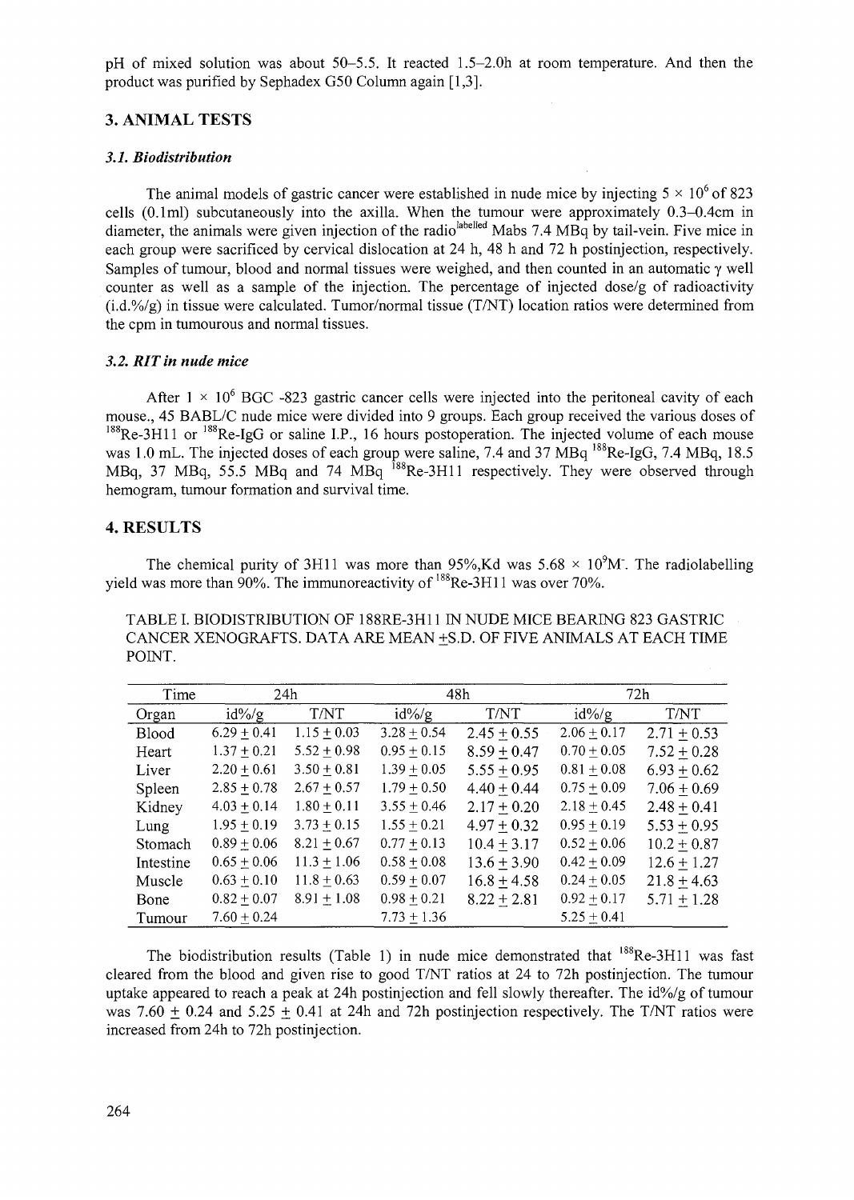pH of mixed solution was about 50–5.5. It reacted 1.5–2.0h at room temperature. And then the product was purified by Sephadex G50 Column again [1,3].

## 3. ANIMAL TESTS

### *3.1. Biodistribution*

The animal models of gastric cancer were established in nude mice by injecting $5 \times 10^6$ of 823 cells (0.1ml) subcutaneously into the axilla. When the tumour were approximately 0.3–0.4cm in diameter, the animals were given injection of the radio$^{labelled}$ Mabs 7.4 MBq by tail-vein. Five mice in each group were sacrificed by cervical dislocation at 24 h, 48 h and 72 h postinjection, respectively. Samples of tumour, blood and normal tissues were weighed, and then counted in an automatic γ well counter as well as a sample of the injection. The percentage of injected dose/g of radioactivity (i.d.%/g) in tissue were calculated. Tumor/normal tissue (T/NT) location ratios were determined from the cpm in tumourous and normal tissues.

### *3.2. RIT in nude mice*

After $1 \times 10^6$ BGC -823 gastric cancer cells were injected into the peritoneal cavity of each mouse., 45 BABL/C nude mice were divided into 9 groups. Each group received the various doses of $^{188}$Re-3H11 or $^{188}$Re-IgG or saline I.P., 16 hours postoperation. The injected volume of each mouse was 1.0 mL. The injected doses of each group were saline, 7.4 and 37 MBq $^{188}$Re-IgG, 7.4 MBq, 18.5 MBq, 37 MBq, 55.5 MBq and 74 MBq $^{188}$Re-3H11 respectively. They were observed through hemogram, tumour formation and survival time.

## 4. RESULTS

The chemical purity of 3H11 was more than 95%,Kd was $5.68 \times 10^9$M$^-$. The radiolabelling yield was more than 90%. The immunoreactivity of $^{188}$Re-3H11 was over 70%.

TABLE I. BIODISTRIBUTION OF 188RE-3H11 IN NUDE MICE BEARING 823 GASTRIC CANCER XENOGRAFTS. DATA ARE MEAN ±S.D. OF FIVE ANIMALS AT EACH TIME POINT.

| Time | 24h | | 48h | | 72h | |
|---|---|---|---|---|---|---|
| Organ | id%/g | T/NT | id%/g | T/NT | id%/g | T/NT |
| Blood | 6.29 ± 0.41 | 1.15 ± 0.03 | 3.28 ± 0.54 | 2.45 ± 0.55 | 2.06 ± 0.17 | 2.71 ± 0.53 |
| Heart | 1.37 ± 0.21 | 5.52 ± 0.98 | 0.95 ± 0.15 | 8.59 ± 0.47 | 0.70 ± 0.05 | 7.52 ± 0.28 |
| Liver | 2.20 ± 0.61 | 3.50 ± 0.81 | 1.39 ± 0.05 | 5.55 ± 0.95 | 0.81 ± 0.08 | 6.93 ± 0.62 |
| Spleen | 2.85 ± 0.78 | 2.67 ± 0.57 | 1.79 ± 0.50 | 4.40 ± 0.44 | 0.75 ± 0.09 | 7.06 ± 0.69 |
| Kidney | 4.03 ± 0.14 | 1.80 ± 0.11 | 3.55 ± 0.46 | 2.17 ± 0.20 | 2.18 ± 0.45 | 2.48 ± 0.41 |
| Lung | 1.95 ± 0.19 | 3.73 ± 0.15 | 1.55 ± 0.21 | 4.97 ± 0.32 | 0.95 ± 0.19 | 5.53 ± 0.95 |
| Stomach | 0.89 ± 0.06 | 8.21 ± 0.67 | 0.77 ± 0.13 | 10.4 ± 3.17 | 0.52 ± 0.06 | 10.2 ± 0.87 |
| Intestine | 0.65 ± 0.06 | 11.3 ± 1.06 | 0.58 ± 0.08 | 13.6 ± 3.90 | 0.42 ± 0.09 | 12.6 ± 1.27 |
| Muscle | 0.63 ± 0.10 | 11.8 ± 0.63 | 0.59 ± 0.07 | 16.8 ± 4.58 | 0.24 ± 0.05 | 21.8 ± 4.63 |
| Bone | 0.82 ± 0.07 | 8.91 ± 1.08 | 0.98 ± 0.21 | 8.22 ± 2.81 | 0.92 ± 0.17 | 5.71 ± 1.28 |
| Tumour | 7.60 ± 0.24 | | 7.73 ± 1.36 | | 5.25 ± 0.41 | |

The biodistribution results (Table 1) in nude mice demonstrated that $^{188}$Re-3H11 was fast cleared from the blood and given rise to good T/NT ratios at 24 to 72h postinjection. The tumour uptake appeared to reach a peak at 24h postinjection and fell slowly thereafter. The id%/g of tumour was 7.60 ± 0.24 and 5.25 ± 0.41 at 24h and 72h postinjection respectively. The T/NT ratios were increased from 24h to 72h postinjection.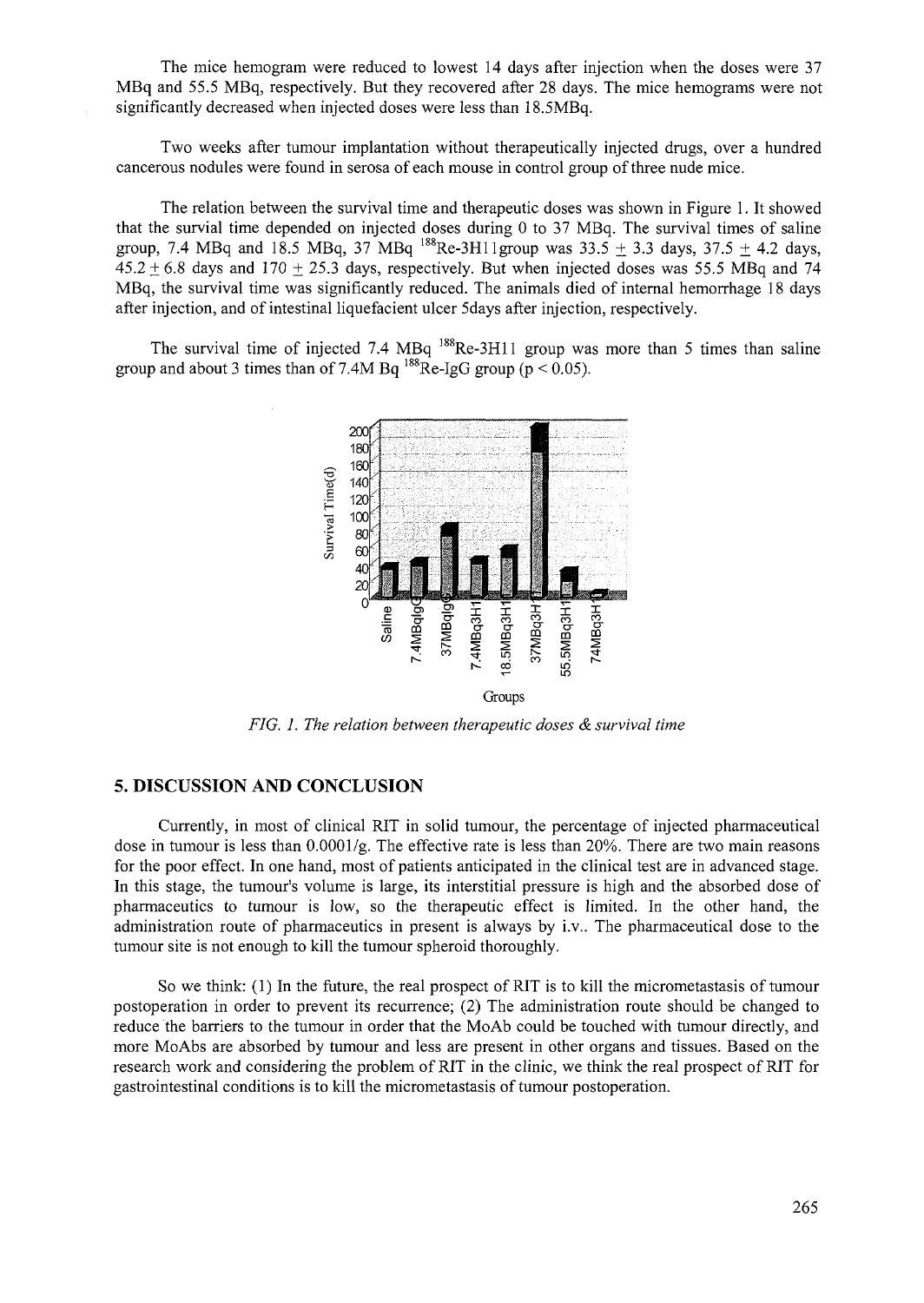The mice hemogram were reduced to lowest 14 days after injection when the doses were 37 MBq and 55.5 MBq, respectively. But they recovered after 28 days. The mice hemograms were not significantly decreased when injected doses were less than 18.5MBq.

Two weeks after tumour implantation without therapeutically injected drugs, over a hundred cancerous nodules were found in serosa of each mouse in control group of three nude mice.

The relation between the survival time and therapeutic doses was shown in Figure 1. It showed that the survial time depended on injected doses during 0 to 37 MBq. The survival times of saline group, 7.4 MBq and 18.5 MBq, 37 MBq $^{188}$Re-3H11group was 33.5 $\pm$ 3.3 days, 37.5 $\pm$ 4.2 days, 45.2 $\pm$ 6.8 days and 170 $\pm$ 25.3 days, respectively. But when injected doses was 55.5 MBq and 74 MBq, the survival time was significantly reduced. The animals died of internal hemorrhage 18 days after injection, and of intestinal liquefacient ulcer 5days after injection, respectively.

The survival time of injected 7.4 MBq $^{188}$Re-3H11 group was more than 5 times than saline group and about 3 times than of 7.4M Bq $^{188}$Re-IgG group ($p < 0.05$).

*FIG. 1. The relation between therapeutic doses & survival time*

## 5. DISCUSSION AND CONCLUSION

Currently, in most of clinical RIT in solid tumour, the percentage of injected pharmaceutical dose in tumour is less than 0.0001/g. The effective rate is less than 20%. There are two main reasons for the poor effect. In one hand, most of patients anticipated in the clinical test are in advanced stage. In this stage, the tumour's volume is large, its interstitial pressure is high and the absorbed dose of pharmaceutics to tumour is low, so the therapeutic effect is limited. In the other hand, the administration route of pharmaceutics in present is always by i.v.. The pharmaceutical dose to the tumour site is not enough to kill the tumour spheroid thoroughly.

So we think: (1) In the future, the real prospect of RIT is to kill the micrometastasis of tumour postoperation in order to prevent its recurrence; (2) The administration route should be changed to reduce the barriers to the tumour in order that the MoAb could be touched with tumour directly, and more MoAbs are absorbed by tumour and less are present in other organs and tissues. Based on the research work and considering the problem of RIT in the clinic, we think the real prospect of RIT for gastrointestinal conditions is to kill the micrometastasis of tumour postoperation.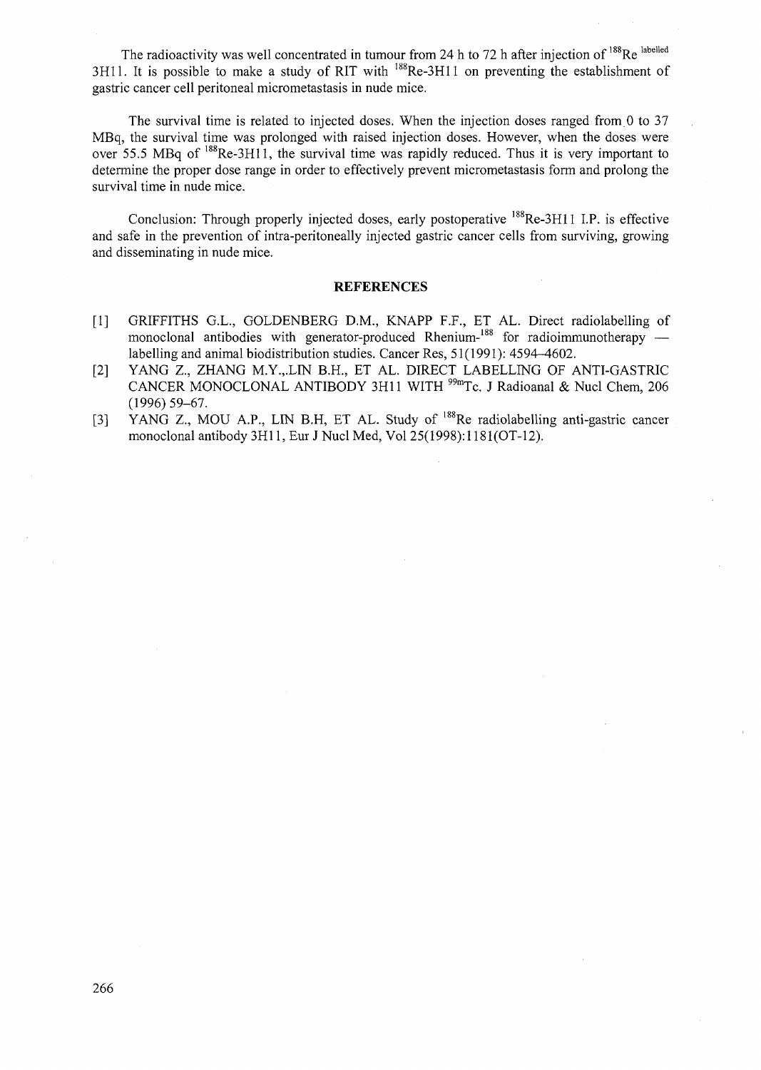The radioactivity was well concentrated in tumour from 24 h to 72 h after injection of $^{188}$Re $^{\text{labelled}}$ 3H11. It is possible to make a study of RIT with $^{188}$Re-3H11 on preventing the establishment of gastric cancer cell peritoneal micrometastasis in nude mice.

The survival time is related to injected doses. When the injection doses ranged from 0 to 37 MBq, the survival time was prolonged with raised injection doses. However, when the doses were over 55.5 MBq of $^{188}$Re-3H11, the survival time was rapidly reduced. Thus it is very important to determine the proper dose range in order to effectively prevent micrometastasis form and prolong the survival time in nude mice.

Conclusion: Through properly injected doses, early postoperative $^{188}$Re-3H11 I.P. is effective and safe in the prevention of intra-peritoneally injected gastric cancer cells from surviving, growing and disseminating in nude mice.

## REFERENCES

[1] GRIFFITHS G.L., GOLDENBERG D.M., KNAPP F.F., ET AL. Direct radiolabelling of monoclonal antibodies with generator-produced Rhenium-$^{188}$ for radioimmunotherapy — labelling and animal biodistribution studies. Cancer Res, 51(1991): 4594–4602.

[2] YANG Z., ZHANG M.Y.,.LIN B.H., ET AL. DIRECT LABELLING OF ANTI-GASTRIC CANCER MONOCLONAL ANTIBODY 3H11 WITH $^{99m}$Tc. J Radioanal & Nucl Chem, 206 (1996) 59–67.

[3] YANG Z., MOU A.P., LIN B.H, ET AL. Study of $^{188}$Re radiolabelling anti-gastric cancer monoclonal antibody 3H11, Eur J Nucl Med, Vol 25(1998):1181(OT-12).